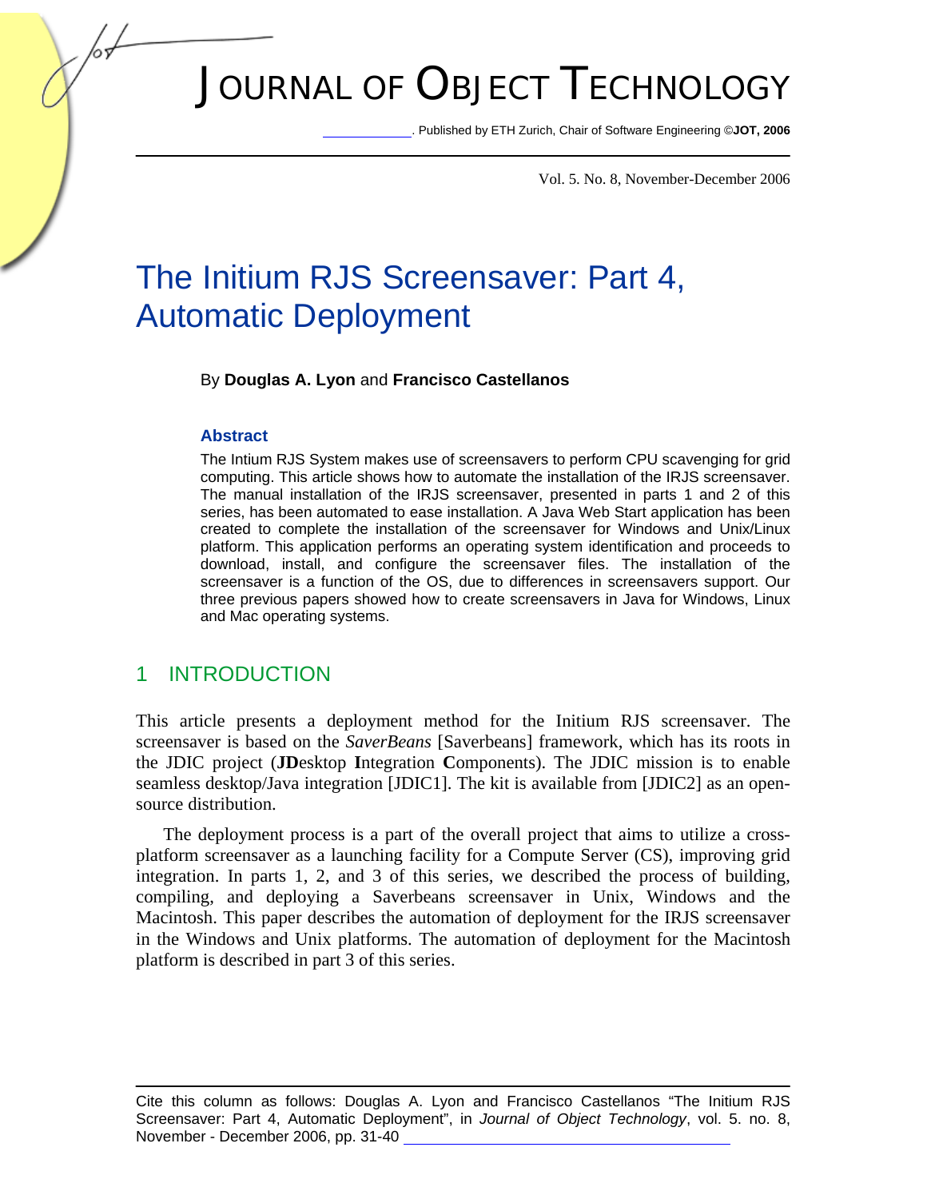// The Initium RJS Screensaver: Part 4, Automatic Deployment

By **Douglas A. Lyon** and **Francisco Castellanos**

### Abstract

The Intium RJS System makes use of screensavers to perform CPU scavenging for grid computing. This article shows how to automate the installation of the IRJS screensaver. The manual installation of the IRJS screensaver, presented in parts 1 and 2 of this series, has been automated to ease installation. A Java Web Start application has been created to complete the installation of the screensaver for Windows and Unix/Linux platform. This application performs an operating system identification and proceeds to download, install, and configure the screensaver files. The installation of the screensaver is a function of the OS, due to differences in screensavers support. Our three previous papers showed how to create screensavers in Java for Windows, Linux and Mac operating systems.

## 1 INTRODUCTION

This article presents a deployment method for the Initium RJS screensaver. The screensaver is based on the *SaverBeans* [Saverbeans] framework, which has its roots in the JDIC project (**JD**esktop **I**ntegration **C**omponents). The JDIC mission is to enable seamless desktop/Java integration [JDIC1]. The kit is available from [JDIC2] as an open-source distribution.

The deployment process is a part of the overall project that aims to utilize a cross-platform screensaver as a launching facility for a Compute Server (CS), improving grid integration. In parts 1, 2, and 3 of this series, we described the process of building, compiling, and deploying a Saverbeans screensaver in Unix, Windows and the Macintosh. This paper describes the automation of deployment for the IRJS screensaver in the Windows and Unix platforms. The automation of deployment for the Macintosh platform is described in part 3 of this series.

Cite this column as follows: Douglas A. Lyon and Francisco Castellanos "The Initium RJS Screensaver: Part 4, Automatic Deployment", in *Journal of Object Technology*, vol. 5. no. 8, November - December 2006, pp. 31-40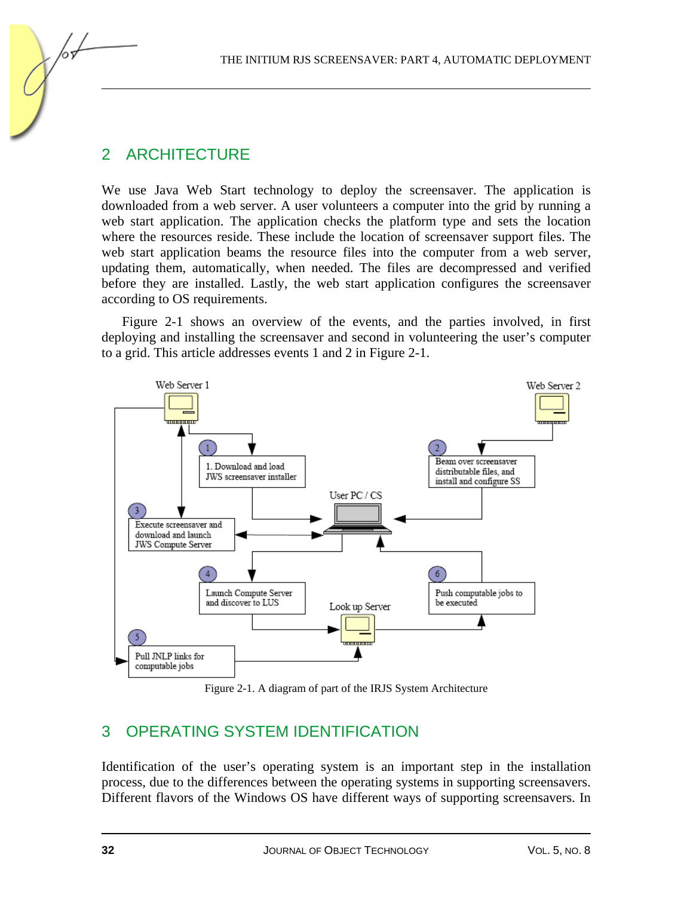## 2 ARCHITECTURE

We use Java Web Start technology to deploy the screensaver. The application is downloaded from a web server. A user volunteers a computer into the grid by running a web start application. The application checks the platform type and sets the location where the resources reside. These include the location of screensaver support files. The web start application beams the resource files into the computer from a web server, updating them, automatically, when needed. The files are decompressed and verified before they are installed. Lastly, the web start application configures the screensaver according to OS requirements.

Figure 2-1 shows an overview of the events, and the parties involved, in first deploying and installing the screensaver and second in volunteering the user's computer to a grid. This article addresses events 1 and 2 in Figure 2-1.

Figure 2-1. A diagram of part of the IRJS System Architecture

## 3 OPERATING SYSTEM IDENTIFICATION

Identification of the user's operating system is an important step in the installation process, due to the differences between the operating systems in supporting screensavers. Different flavors of the Windows OS have different ways of supporting screensavers. In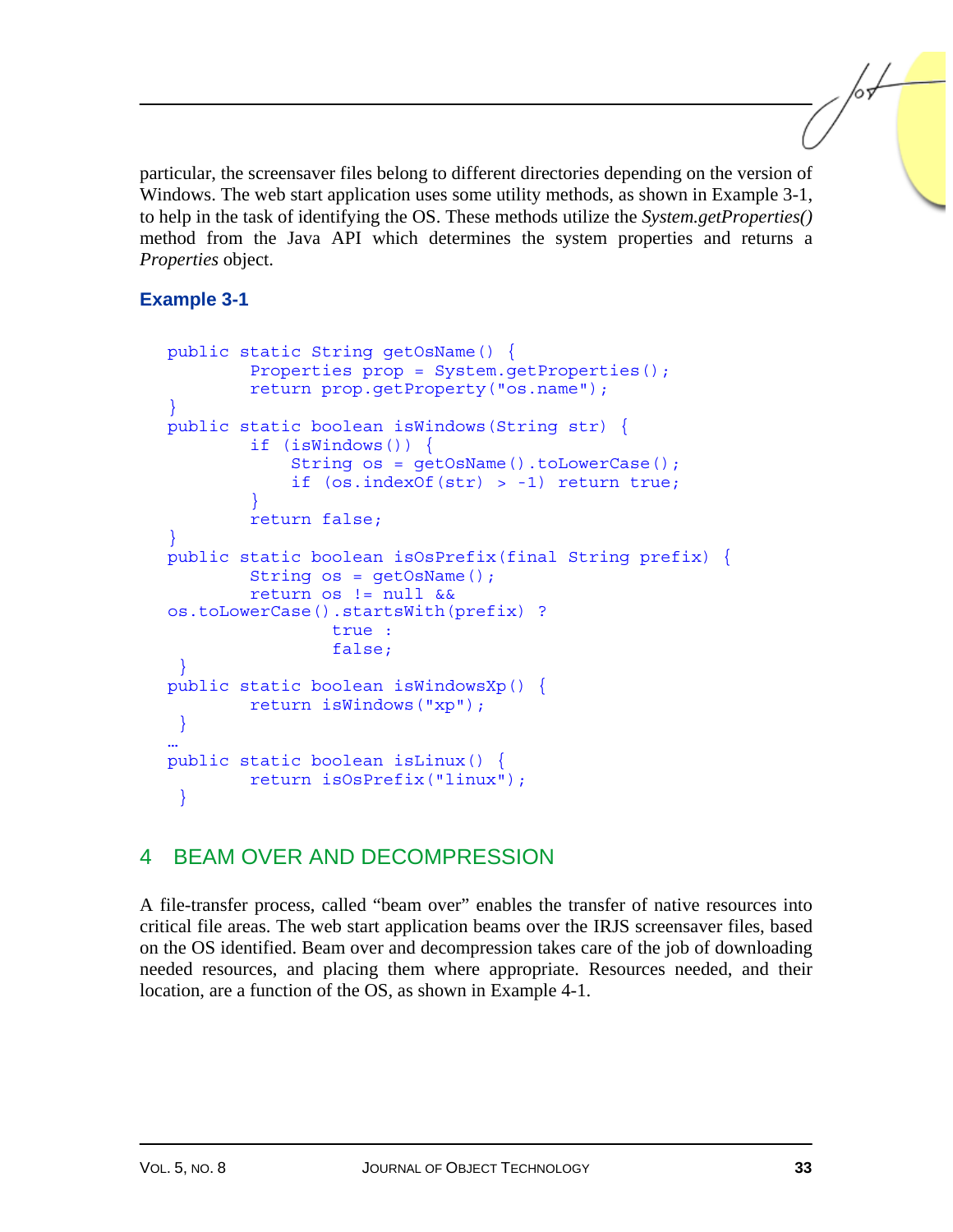particular, the screensaver files belong to different directories depending on the version of Windows. The web start application uses some utility methods, as shown in Example 3-1, to help in the task of identifying the OS. These methods utilize the *System.getProperties()* method from the Java API which determines the system properties and returns a *Properties* object.

### Example 3-1

```
public static String getOsName() {
        Properties prop = System.getProperties();
        return prop.getProperty("os.name");
}
public static boolean isWindows(String str) {
        if (isWindows()) {
            String os = getOsName().toLowerCase();
            if (os.indexOf(str) > -1) return true;
        }
        return false;
}
public static boolean isOsPrefix(final String prefix) {
        String os = getOsName();
        return os != null &&
os.toLowerCase().startsWith(prefix) ?
                true :
                false;
 }
public static boolean isWindowsXp() {
        return isWindows("xp");
 }
…
public static boolean isLinux() {
        return isOsPrefix("linux");
 }
```

## 4 BEAM OVER AND DECOMPRESSION

A file-transfer process, called “beam over” enables the transfer of native resources into critical file areas. The web start application beams over the IRJS screensaver files, based on the OS identified. Beam over and decompression takes care of the job of downloading needed resources, and placing them where appropriate. Resources needed, and their location, are a function of the OS, as shown in Example 4-1.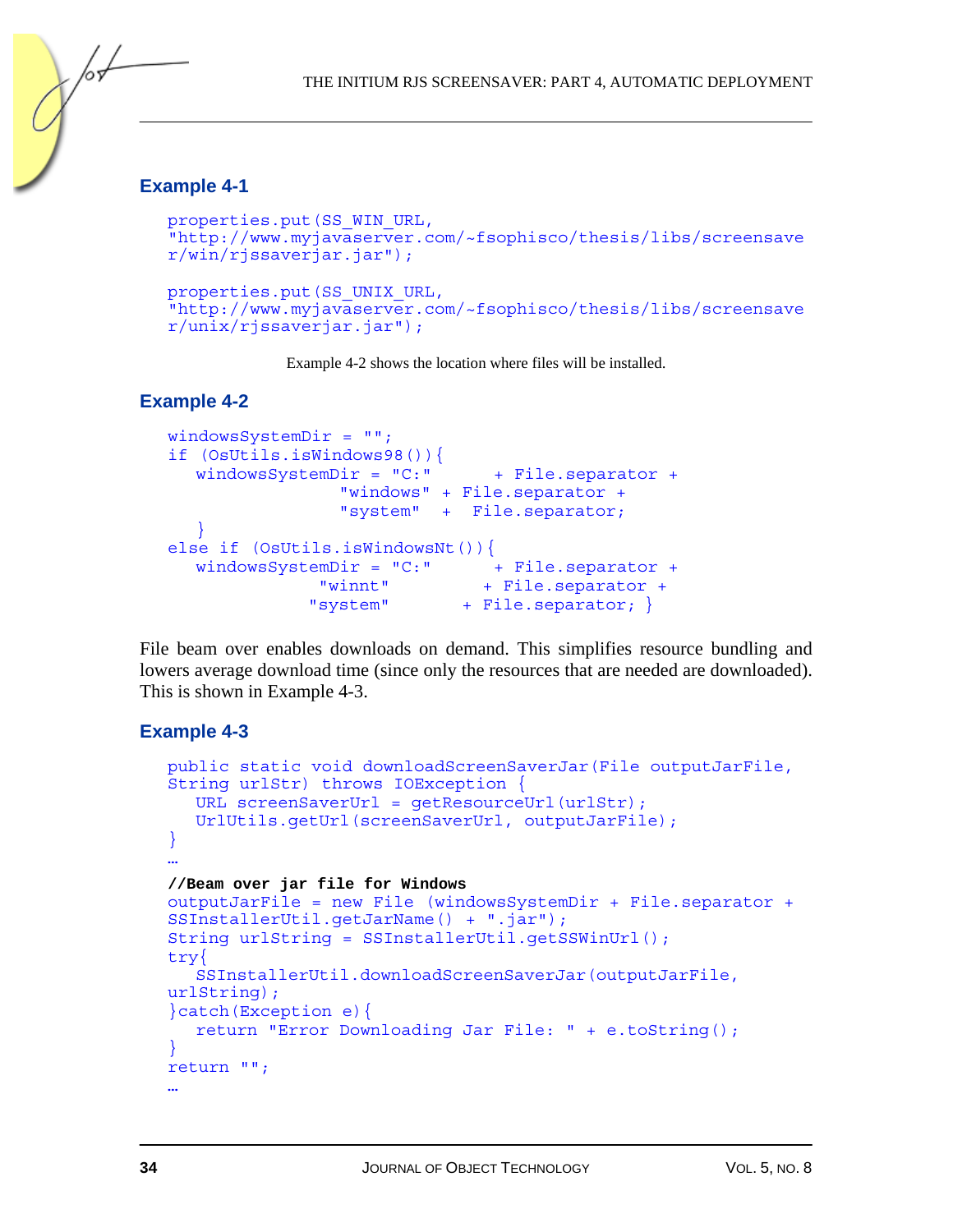### Example 4-1

```
properties.put(SS_WIN_URL,
"http://www.myjavaserver.com/~fsophisco/thesis/libs/screensave
r/win/rjssaverjar.jar");

properties.put(SS_UNIX_URL,
"http://www.myjavaserver.com/~fsophisco/thesis/libs/screensave
r/unix/rjssaverjar.jar");
```

Example 4-2 shows the location where files will be installed.

### Example 4-2

```
windowsSystemDir = "";
if (OsUtils.isWindows98()){
   windowsSystemDir = "C:"      + File.separator +
                 "windows" + File.separator +
                 "system"  +  File.separator;
   }
else if (OsUtils.isWindowsNt()){
   windowsSystemDir = "C:"      + File.separator +
               "winnt"         + File.separator +
              "system"       + File.separator; }
```

File beam over enables downloads on demand. This simplifies resource bundling and lowers average download time (since only the resources that are needed are downloaded). This is shown in Example 4-3.

### Example 4-3

```
public static void downloadScreenSaverJar(File outputJarFile,
String urlStr) throws IOException {
   URL screenSaverUrl = getResourceUrl(urlStr);
   UrlUtils.getUrl(screenSaverUrl, outputJarFile);
}
…
//Beam over jar file for Windows
outputJarFile = new File (windowsSystemDir + File.separator +
SSInstallerUtil.getJarName() + ".jar");
String urlString = SSInstallerUtil.getSSWinUrl();
try{
   SSInstallerUtil.downloadScreenSaverJar(outputJarFile,
urlString);
}catch(Exception e){
   return "Error Downloading Jar File: " + e.toString();
}
return "";
…
```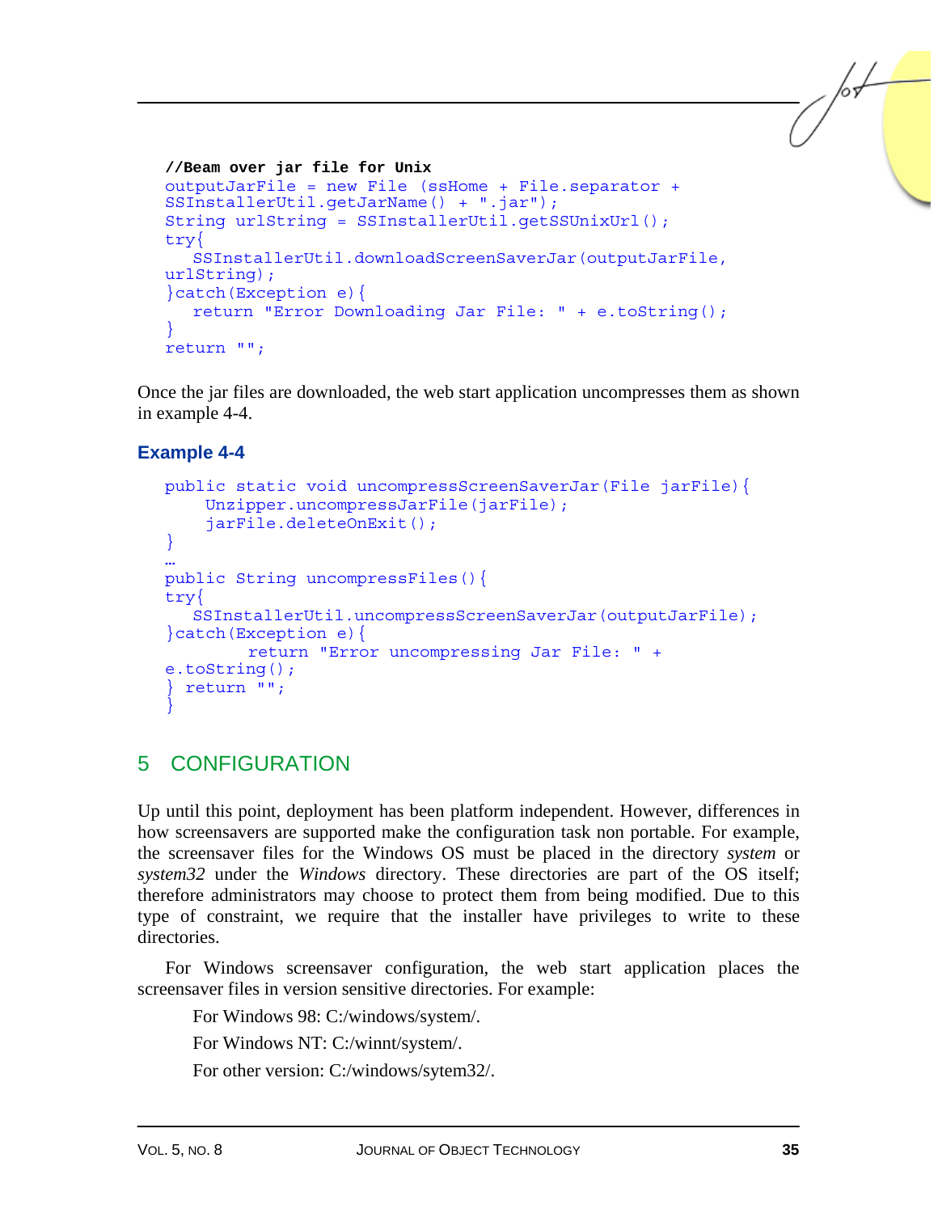```
//Beam over jar file for Unix
outputJarFile = new File (ssHome + File.separator +
SSInstallerUtil.getJarName() + ".jar");
String urlString = SSInstallerUtil.getSSUnixUrl();
try{
   SSInstallerUtil.downloadScreenSaverJar(outputJarFile,
urlString);
}catch(Exception e){
   return "Error Downloading Jar File: " + e.toString();
}
return "";
```

Once the jar files are downloaded, the web start application uncompresses them as shown in example 4-4.

### Example 4-4

```
public static void uncompressScreenSaverJar(File jarFile){
    Unzipper.uncompressJarFile(jarFile);
    jarFile.deleteOnExit();
}
…
public String uncompressFiles(){
try{
   SSInstallerUtil.uncompressScreenSaverJar(outputJarFile);
}catch(Exception e){
        return "Error uncompressing Jar File: " +
e.toString();
} return "";
}
```

## 5 CONFIGURATION

Up until this point, deployment has been platform independent. However, differences in how screensavers are supported make the configuration task non portable. For example, the screensaver files for the Windows OS must be placed in the directory *system* or *system32* under the *Windows* directory. These directories are part of the OS itself; therefore administrators may choose to protect them from being modified. Due to this type of constraint, we require that the installer have privileges to write to these directories.

For Windows screensaver configuration, the web start application places the screensaver files in version sensitive directories. For example:

For Windows 98: C:/windows/system/.

For Windows NT: C:/winnt/system/.

For other version: C:/windows/sytem32/.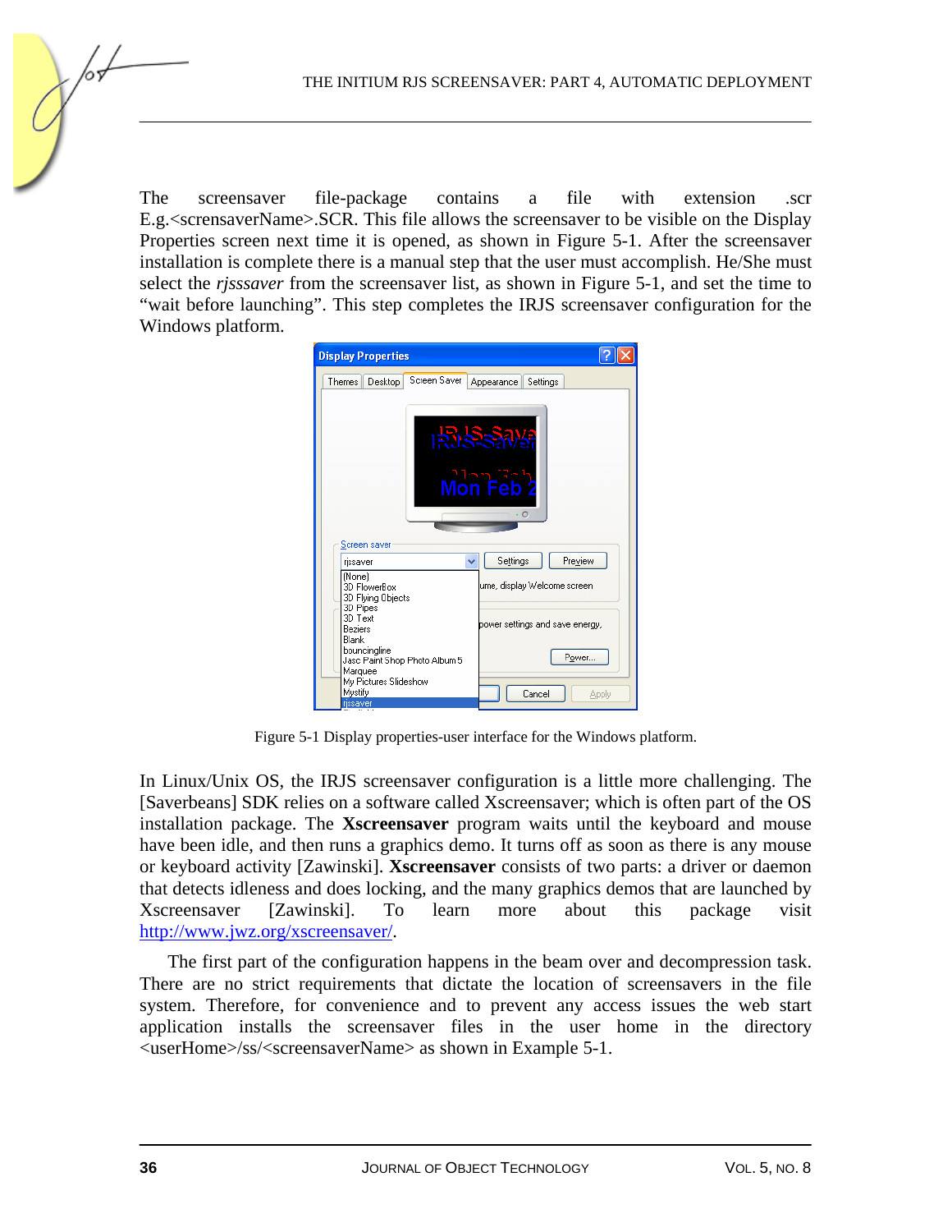The screensaver file-package contains a file with extension .scr E.g.<scrensaverName>.SCR. This file allows the screensaver to be visible on the Display Properties screen next time it is opened, as shown in Figure 5-1. After the screensaver installation is complete there is a manual step that the user must accomplish. He/She must select the *rjsssaver* from the screensaver list, as shown in Figure 5-1, and set the time to "wait before launching". This step completes the IRJS screensaver configuration for the Windows platform.

Figure 5-1 Display properties-user interface for the Windows platform.

In Linux/Unix OS, the IRJS screensaver configuration is a little more challenging. The [Saverbeans] SDK relies on a software called Xscreensaver; which is often part of the OS installation package. The **Xscreensaver** program waits until the keyboard and mouse have been idle, and then runs a graphics demo. It turns off as soon as there is any mouse or keyboard activity [Zawinski]. **Xscreensaver** consists of two parts: a driver or daemon that detects idleness and does locking, and the many graphics demos that are launched by Xscreensaver [Zawinski]. To learn more about this package visit http://www.jwz.org/xscreensaver/.

The first part of the configuration happens in the beam over and decompression task. There are no strict requirements that dictate the location of screensavers in the file system. Therefore, for convenience and to prevent any access issues the web start application installs the screensaver files in the user home in the directory <userHome>/ss/<screensaverName> as shown in Example 5-1.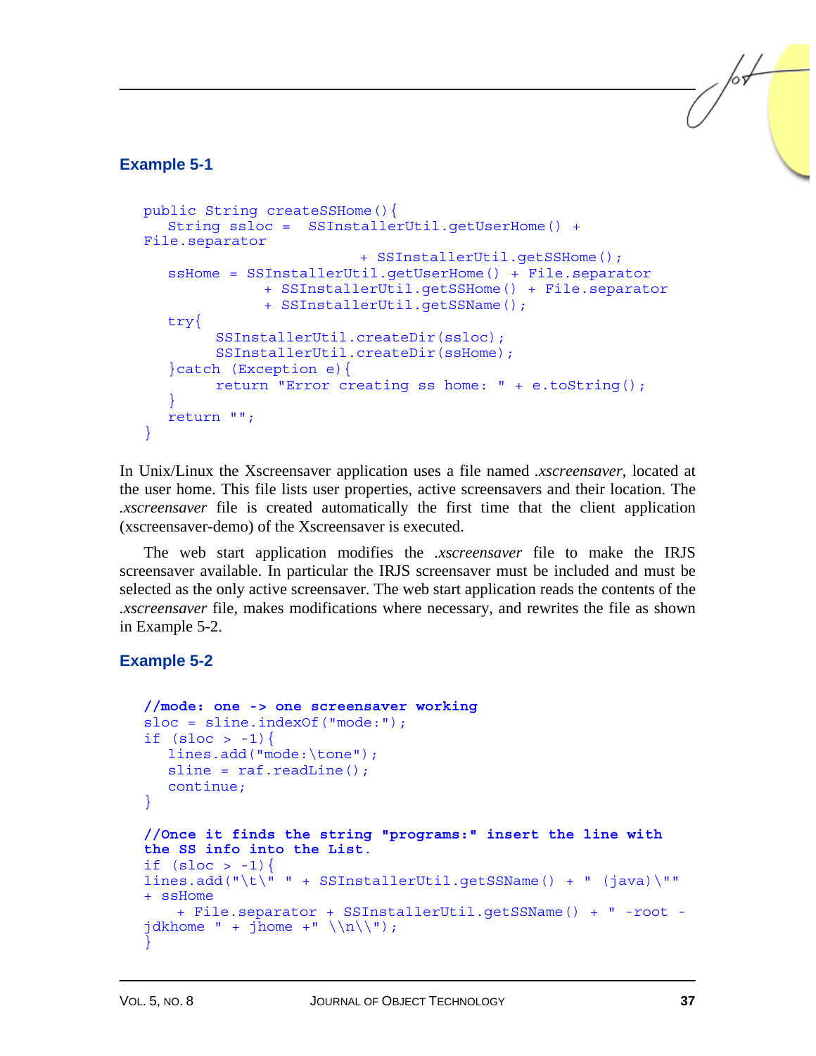### Example 5-1

```
public String createSSHome(){
   String ssloc =  SSInstallerUtil.getUserHome() +
File.separator
                           + SSInstallerUtil.getSSHome();
   ssHome = SSInstallerUtil.getUserHome() + File.separator
               + SSInstallerUtil.getSSHome() + File.separator
               + SSInstallerUtil.getSSName();
   try{
         SSInstallerUtil.createDir(ssloc);
         SSInstallerUtil.createDir(ssHome);
   }catch (Exception e){
         return "Error creating ss home: " + e.toString();
   }
   return "";
}
```

In Unix/Linux the Xscreensaver application uses a file named *.xscreensaver*, located at the user home. This file lists user properties, active screensavers and their location. The *.xscreensaver* file is created automatically the first time that the client application (xscreensaver-demo) of the Xscreensaver is executed.

The web start application modifies the *.xscreensaver* file to make the IRJS screensaver available. In particular the IRJS screensaver must be included and must be selected as the only active screensaver. The web start application reads the contents of the *.xscreensaver* file, makes modifications where necessary, and rewrites the file as shown in Example 5-2.

### Example 5-2

```
//mode: one -> one screensaver working
sloc = sline.indexOf("mode:");
if (sloc > -1){
   lines.add("mode:\tone");
   sline = raf.readLine();
   continue;
}

//Once it finds the string "programs:" insert the line with
the SS info into the List.
if (sloc > -1){
lines.add("\t\" " + SSInstallerUtil.getSSName() + " (java)\""
+ ssHome
    + File.separator + SSInstallerUtil.getSSName() + " -root -
jdkhome " + jhome +" \\n\\");
}
```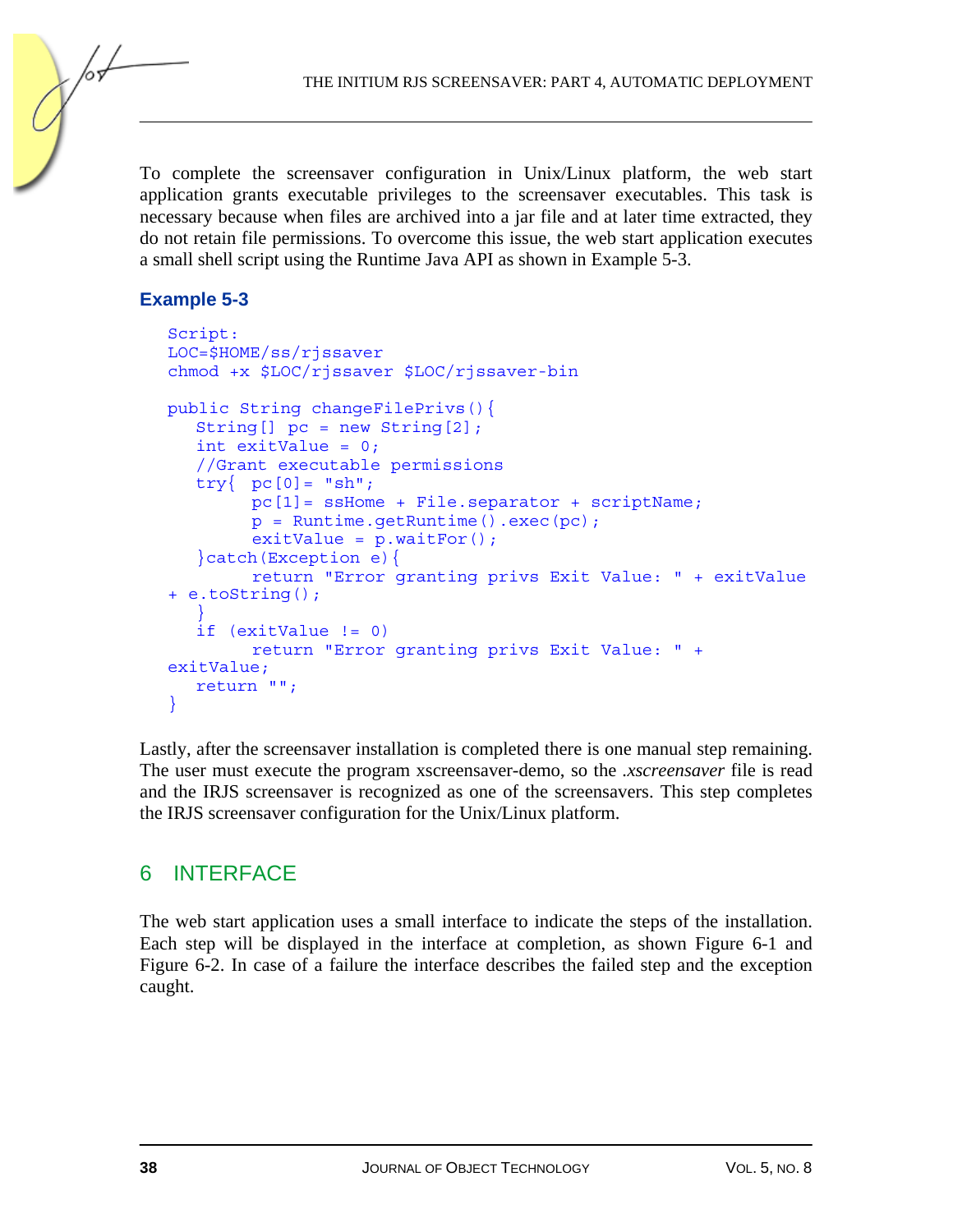To complete the screensaver configuration in Unix/Linux platform, the web start application grants executable privileges to the screensaver executables. This task is necessary because when files are archived into a jar file and at later time extracted, they do not retain file permissions. To overcome this issue, the web start application executes a small shell script using the Runtime Java API as shown in Example 5-3.

### Example 5-3

```
Script:
LOC=$HOME/ss/rjssaver
chmod +x $LOC/rjssaver $LOC/rjssaver-bin

public String changeFilePrivs(){
   String[] pc = new String[2];
   int exitValue = 0;
   //Grant executable permissions
   try{  pc[0]= "sh";
         pc[1]= ssHome + File.separator + scriptName;
         p = Runtime.getRuntime().exec(pc);
         exitValue = p.waitFor();
   }catch(Exception e){
         return "Error granting privs Exit Value: " + exitValue
+ e.toString();
   }
   if (exitValue != 0)
         return "Error granting privs Exit Value: " +
exitValue;
   return "";
}
```

Lastly, after the screensaver installation is completed there is one manual step remaining. The user must execute the program xscreensaver-demo, so the *.xscreensaver* file is read and the IRJS screensaver is recognized as one of the screensavers. This step completes the IRJS screensaver configuration for the Unix/Linux platform.

## 6 INTERFACE

The web start application uses a small interface to indicate the steps of the installation. Each step will be displayed in the interface at completion, as shown Figure 6-1 and Figure 6-2. In case of a failure the interface describes the failed step and the exception caught.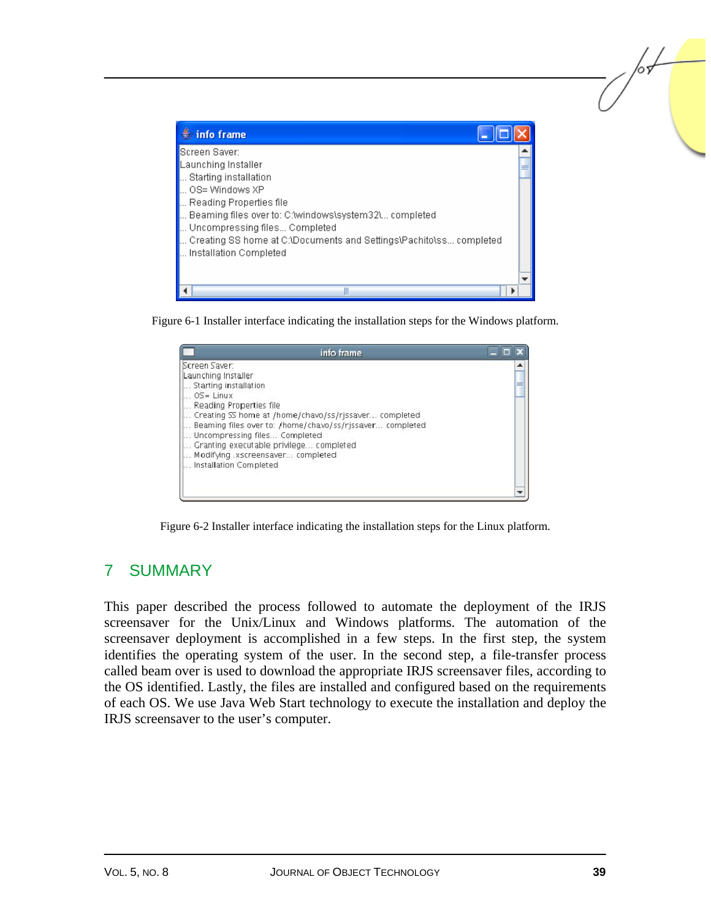Figure 6-1 Installer interface indicating the installation steps for the Windows platform.

Figure 6-2 Installer interface indicating the installation steps for the Linux platform.

## 7 SUMMARY

This paper described the process followed to automate the deployment of the IRJS screensaver for the Unix/Linux and Windows platforms. The automation of the screensaver deployment is accomplished in a few steps. In the first step, the system identifies the operating system of the user. In the second step, a file-transfer process called beam over is used to download the appropriate IRJS screensaver files, according to the OS identified. Lastly, the files are installed and configured based on the requirements of each OS. We use Java Web Start technology to execute the installation and deploy the IRJS screensaver to the user's computer.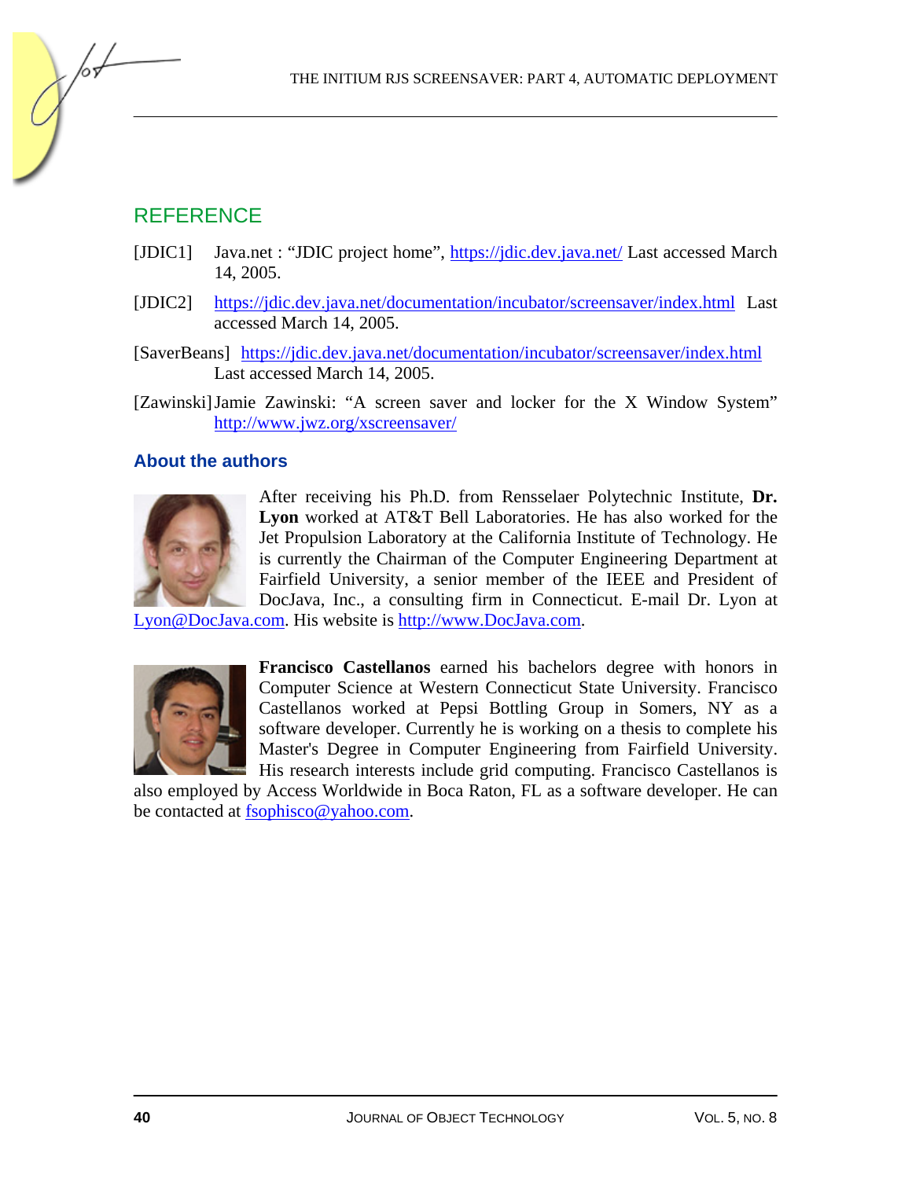## REFERENCE

[JDIC1] Java.net : "JDIC project home", https://jdic.dev.java.net/ Last accessed March 14, 2005.

[JDIC2] https://jdic.dev.java.net/documentation/incubator/screensaver/index.html Last accessed March 14, 2005.

[SaverBeans] https://jdic.dev.java.net/documentation/incubator/screensaver/index.html Last accessed March 14, 2005.

[Zawinski] Jamie Zawinski: "A screen saver and locker for the X Window System" http://www.jwz.org/xscreensaver/

### About the authors

After receiving his Ph.D. from Rensselaer Polytechnic Institute, **Dr. Lyon** worked at AT&T Bell Laboratories. He has also worked for the Jet Propulsion Laboratory at the California Institute of Technology. He is currently the Chairman of the Computer Engineering Department at Fairfield University, a senior member of the IEEE and President of DocJava, Inc., a consulting firm in Connecticut. E-mail Dr. Lyon at Lyon@DocJava.com. His website is http://www.DocJava.com.

**Francisco Castellanos** earned his bachelors degree with honors in Computer Science at Western Connecticut State University. Francisco Castellanos worked at Pepsi Bottling Group in Somers, NY as a software developer. Currently he is working on a thesis to complete his Master's Degree in Computer Engineering from Fairfield University. His research interests include grid computing. Francisco Castellanos is also employed by Access Worldwide in Boca Raton, FL as a software developer. He can be contacted at fsophisco@yahoo.com.